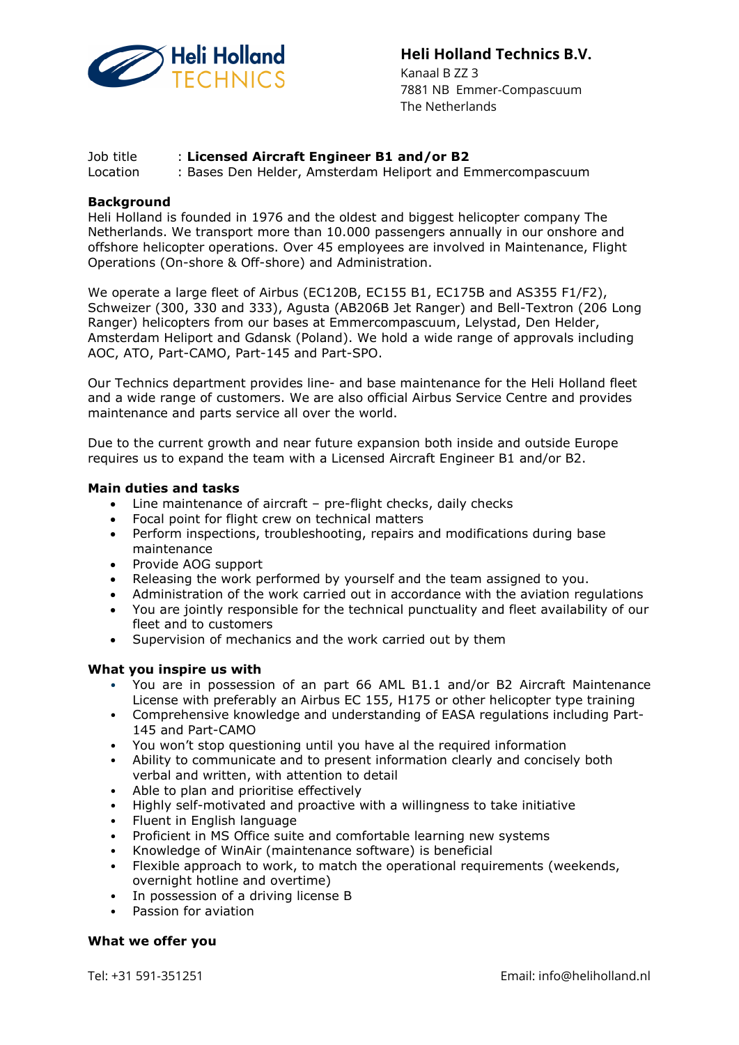**Heli Holland Technics B.V.**
Kanaal B ZZ 3
7881 NB Emmer-Compascuum
The Netherlands

Job title : **Licensed Aircraft Engineer B1 and/or B2**
Location : Bases Den Helder, Amsterdam Heliport and Emmercompascuum

**Background**

Heli Holland is founded in 1976 and the oldest and biggest helicopter company The Netherlands. We transport more than 10.000 passengers annually in our onshore and offshore helicopter operations. Over 45 employees are involved in Maintenance, Flight Operations (On-shore & Off-shore) and Administration.

We operate a large fleet of Airbus (EC120B, EC155 B1, EC175B and AS355 F1/F2), Schweizer (300, 330 and 333), Agusta (AB206B Jet Ranger) and Bell-Textron (206 Long Ranger) helicopters from our bases at Emmercompascuum, Lelystad, Den Helder, Amsterdam Heliport and Gdansk (Poland). We hold a wide range of approvals including AOC, ATO, Part-CAMO, Part-145 and Part-SPO.

Our Technics department provides line- and base maintenance for the Heli Holland fleet and a wide range of customers. We are also official Airbus Service Centre and provides maintenance and parts service all over the world.

Due to the current growth and near future expansion both inside and outside Europe requires us to expand the team with a Licensed Aircraft Engineer B1 and/or B2.

**Main duties and tasks**

- Line maintenance of aircraft – pre-flight checks, daily checks
- Focal point for flight crew on technical matters
- Perform inspections, troubleshooting, repairs and modifications during base maintenance
- Provide AOG support
- Releasing the work performed by yourself and the team assigned to you.
- Administration of the work carried out in accordance with the aviation regulations
- You are jointly responsible for the technical punctuality and fleet availability of our fleet and to customers
- Supervision of mechanics and the work carried out by them

**What you inspire us with**

- You are in possession of an part 66 AML B1.1 and/or B2 Aircraft Maintenance License with preferably an Airbus EC 155, H175 or other helicopter type training
- Comprehensive knowledge and understanding of EASA regulations including Part-145 and Part-CAMO
- You won't stop questioning until you have al the required information
- Ability to communicate and to present information clearly and concisely both verbal and written, with attention to detail
- Able to plan and prioritise effectively
- Highly self-motivated and proactive with a willingness to take initiative
- Fluent in English language
- Proficient in MS Office suite and comfortable learning new systems
- Knowledge of WinAir (maintenance software) is beneficial
- Flexible approach to work, to match the operational requirements (weekends, overnight hotline and overtime)
- In possession of a driving license B
- Passion for aviation

**What we offer you**

Tel: +31 591-351251 Email: info@heliholland.nl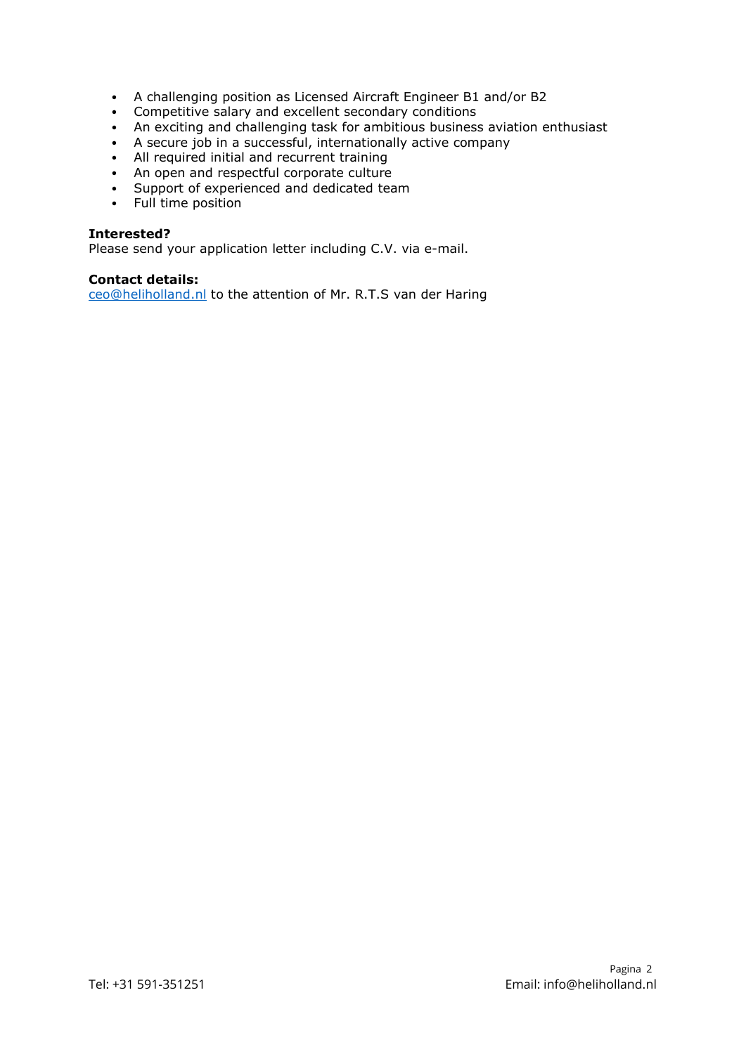- A challenging position as Licensed Aircraft Engineer B1 and/or B2
- Competitive salary and excellent secondary conditions
- An exciting and challenging task for ambitious business aviation enthusiast
- A secure job in a successful, internationally active company
- All required initial and recurrent training
- An open and respectful corporate culture
- Support of experienced and dedicated team
- Full time position

**Interested?**
Please send your application letter including C.V. via e-mail.

**Contact details:**
ceo@heliholland.nl to the attention of Mr. R.T.S van der Haring